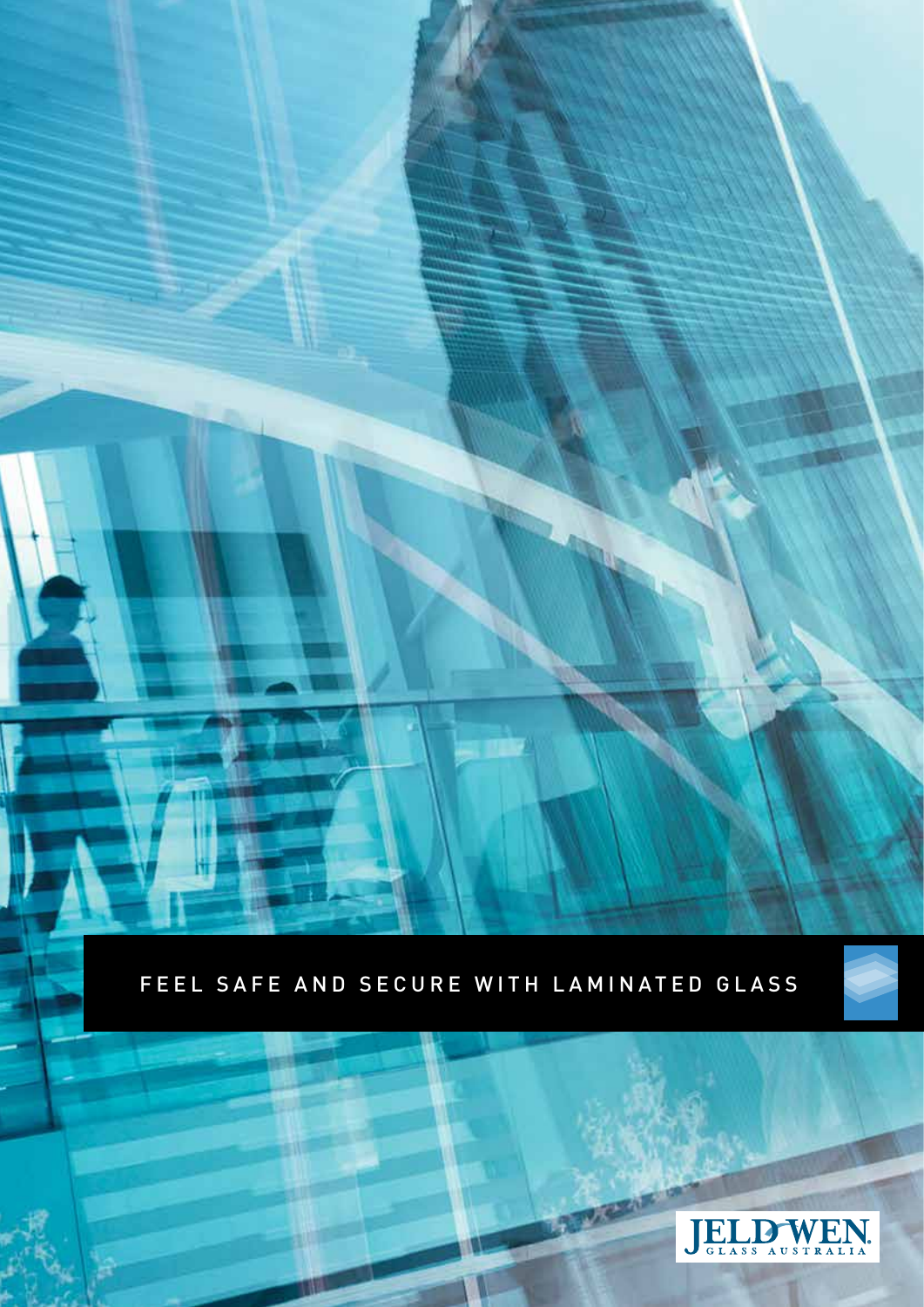# FEEL SAFE AND SECURE WITH LAMINATED GLASS

JELD-WEN GLASS AUSTRALIA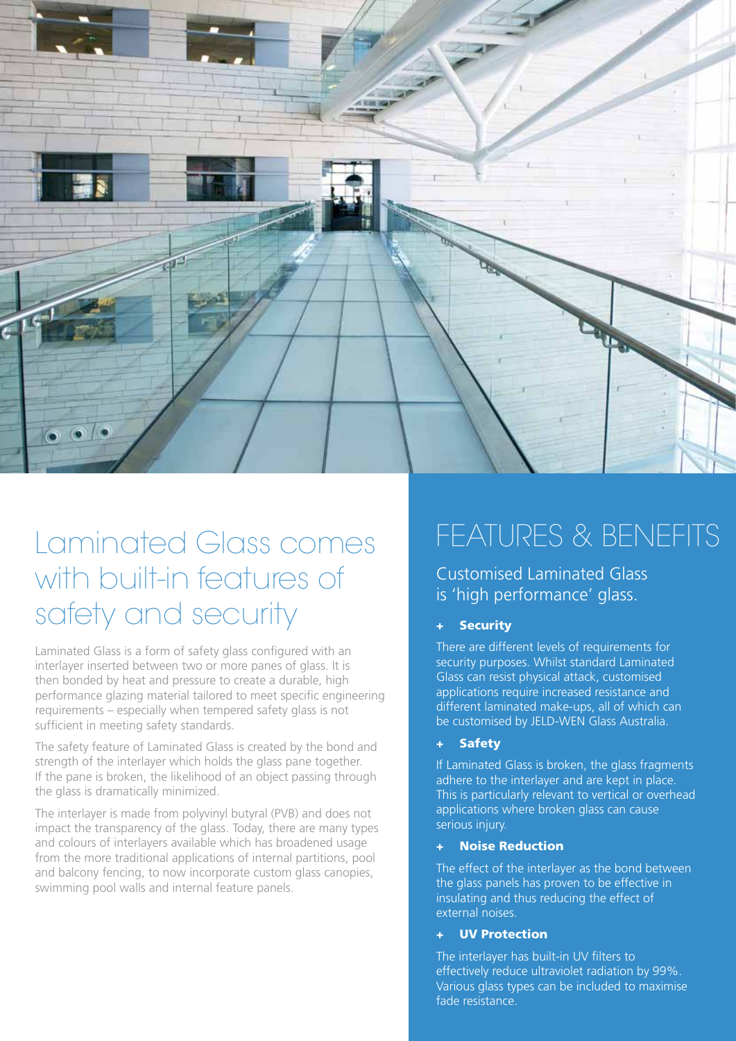# Laminated Glass comes with built-in features of safety and security

Laminated Glass is a form of safety glass configured with an interlayer inserted between two or more panes of glass. It is then bonded by heat and pressure to create a durable, high performance glazing material tailored to meet specific engineering requirements – especially when tempered safety glass is not sufficient in meeting safety standards.

The safety feature of Laminated Glass is created by the bond and strength of the interlayer which holds the glass pane together. If the pane is broken, the likelihood of an object passing through the glass is dramatically minimized.

The interlayer is made from polyvinyl butyral (PVB) and does not impact the transparency of the glass. Today, there are many types and colours of interlayers available which has broadened usage from the more traditional applications of internal partitions, pool and balcony fencing, to now incorporate custom glass canopies, swimming pool walls and internal feature panels.

# FEATURES & BENEFITS

## Customised Laminated Glass is 'high performance' glass.

### + Security

There are different levels of requirements for security purposes. Whilst standard Laminated Glass can resist physical attack, customised applications require increased resistance and different laminated make-ups, all of which can be customised by JELD-WEN Glass Australia.

### + Safety

If Laminated Glass is broken, the glass fragments adhere to the interlayer and are kept in place. This is particularly relevant to vertical or overhead applications where broken glass can cause serious injury.

### + Noise Reduction

The effect of the interlayer as the bond between the glass panels has proven to be effective in insulating and thus reducing the effect of external noises.

### + UV Protection

The interlayer has built-in UV filters to effectively reduce ultraviolet radiation by 99%. Various glass types can be included to maximise fade resistance.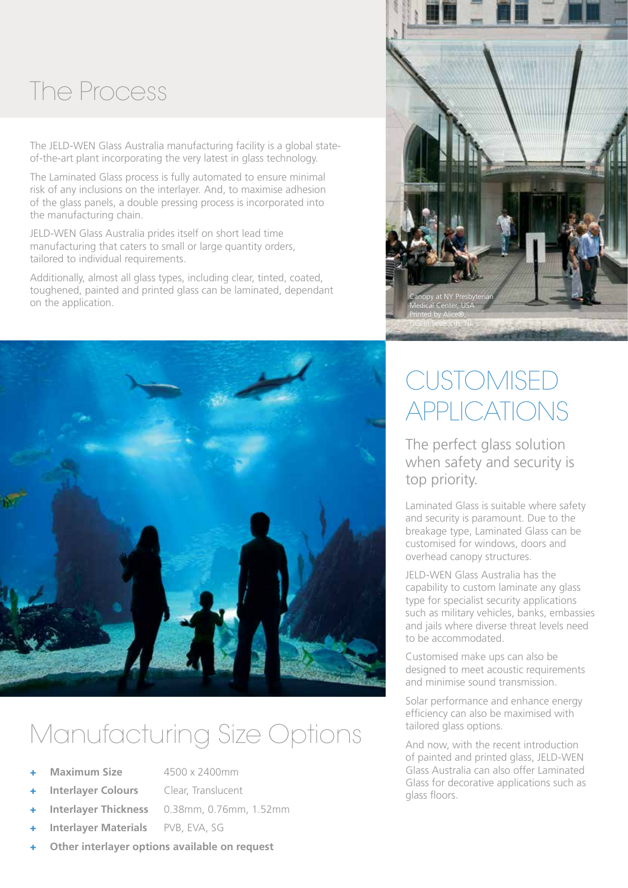# The Process

The JELD-WEN Glass Australia manufacturing facility is a global state-of-the-art plant incorporating the very latest in glass technology.

The Laminated Glass process is fully automated to ensure minimal risk of any inclusions on the interlayer. And, to maximise adhesion of the glass panels, a double pressing process is incorporated into the manufacturing chain.

JELD-WEN Glass Australia prides itself on short lead time manufacturing that caters to small or large quantity orders, tailored to individual requirements.

Additionally, almost all glass types, including clear, tinted, coated, toughened, painted and printed glass can be laminated, dependant on the application.

Canopy at NY Presbyterian Medical Center, USA
Printed by Alice®,
GGI in Secaucus, NJ

# CUSTOMISED APPLICATIONS

## The perfect glass solution when safety and security is top priority.

Laminated Glass is suitable where safety and security is paramount. Due to the breakage type, Laminated Glass can be customised for windows, doors and overhead canopy structures.

JELD-WEN Glass Australia has the capability to custom laminate any glass type for specialist security applications such as military vehicles, banks, embassies and jails where diverse threat levels need to be accommodated.

Customised make ups can also be designed to meet acoustic requirements and minimise sound transmission.

Solar performance and enhance energy efficiency can also be maximised with tailored glass options.

And now, with the recent introduction of painted and printed glass, JELD-WEN Glass Australia can also offer Laminated Glass for decorative applications such as glass floors.

# Manufacturing Size Options

- **Maximum Size** 4500 x 2400mm
- **Interlayer Colours** Clear, Translucent
- **Interlayer Thickness** 0.38mm, 0.76mm, 1.52mm
- **Interlayer Materials** PVB, EVA, SG
- **Other interlayer options available on request**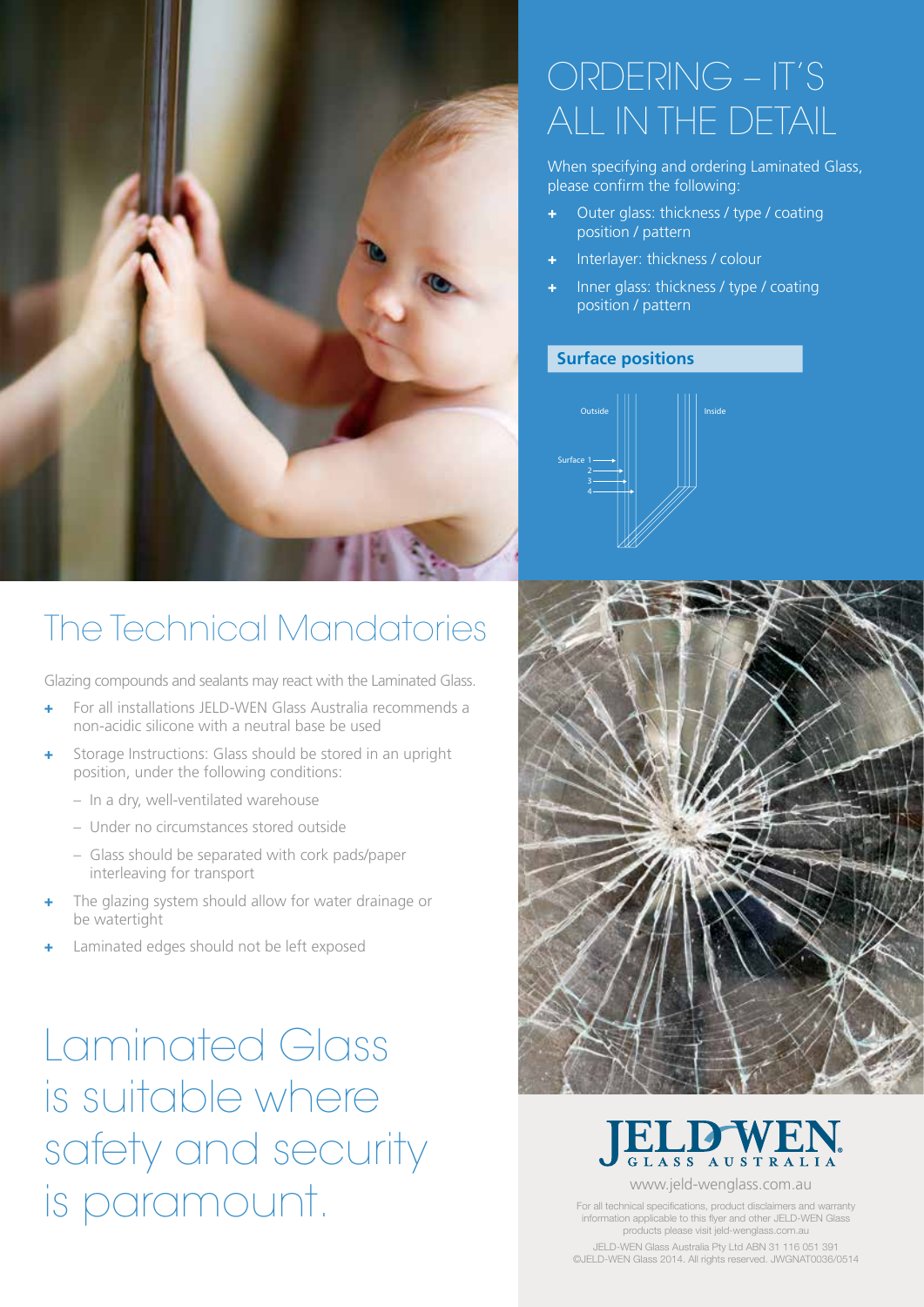# ORDERING – IT'S ALL IN THE DETAIL

When specifying and ordering Laminated Glass, please confirm the following:

- Outer glass: thickness / type / coating position / pattern
- Interlayer: thickness / colour
- Inner glass: thickness / type / coating position / pattern

## Surface positions

Outside

Inside

Surface 1

2

3

4

# The Technical Mandatories

Glazing compounds and sealants may react with the Laminated Glass.

- For all installations JELD-WEN Glass Australia recommends a non-acidic silicone with a neutral base be used
- Storage Instructions: Glass should be stored in an upright position, under the following conditions:
  - In a dry, well-ventilated warehouse
  - Under no circumstances stored outside
  - Glass should be separated with cork pads/paper interleaving for transport
- The glazing system should allow for water drainage or be watertight
- Laminated edges should not be left exposed

Laminated Glass is suitable where safety and security is paramount.

JELD-WEN GLASS AUSTRALIA

www.jeld-wenglass.com.au

For all technical specifications, product disclaimers and warranty information applicable to this flyer and other JELD-WEN Glass products please visit jeld-wenglass.com.au

JELD-WEN Glass Australia Pty Ltd ABN 31 116 051 391
©JELD-WEN Glass 2014. All rights reserved. JWGNAT0036/0514